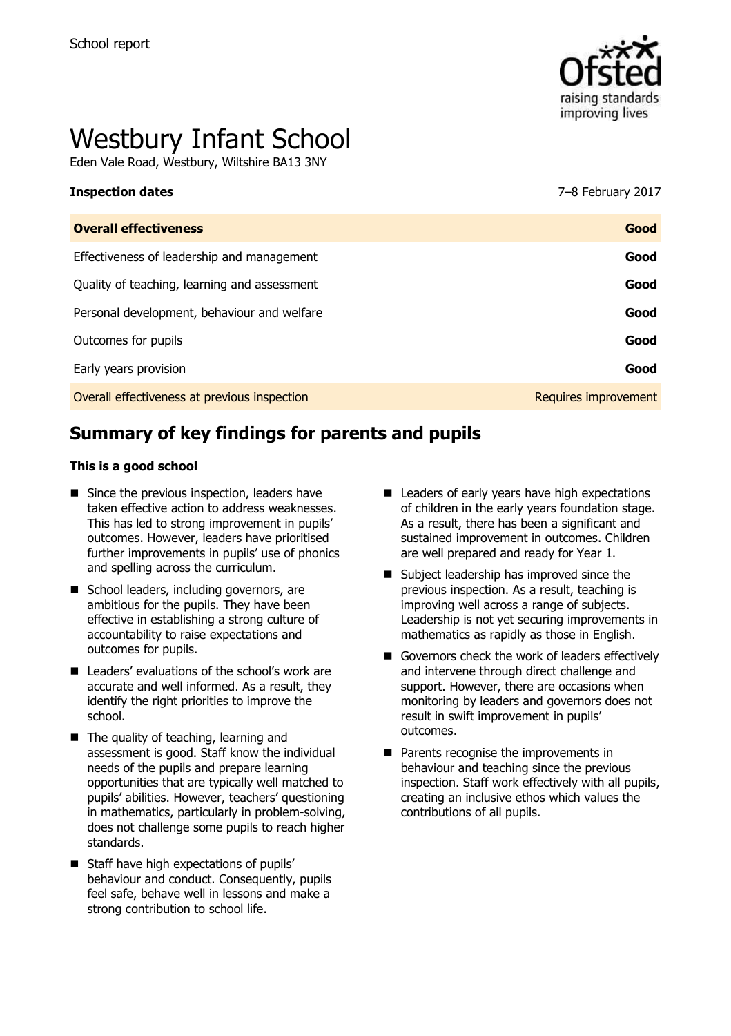School report

# Westbury Infant School

Eden Vale Road, Westbury, Wiltshire BA13 3NY

| **Inspection dates** | 7–8 February 2017 |
|---|---|
| **Overall effectiveness** | **Good** |
| Effectiveness of leadership and management | **Good** |
| Quality of teaching, learning and assessment | **Good** |
| Personal development, behaviour and welfare | **Good** |
| Outcomes for pupils | **Good** |
| Early years provision | **Good** |
| Overall effectiveness at previous inspection | Requires improvement |

## Summary of key findings for parents and pupils

**This is a good school**

- Since the previous inspection, leaders have taken effective action to address weaknesses. This has led to strong improvement in pupils' outcomes. However, leaders have prioritised further improvements in pupils' use of phonics and spelling across the curriculum.
- School leaders, including governors, are ambitious for the pupils. They have been effective in establishing a strong culture of accountability to raise expectations and outcomes for pupils.
- Leaders' evaluations of the school's work are accurate and well informed. As a result, they identify the right priorities to improve the school.
- The quality of teaching, learning and assessment is good. Staff know the individual needs of the pupils and prepare learning opportunities that are typically well matched to pupils' abilities. However, teachers' questioning in mathematics, particularly in problem-solving, does not challenge some pupils to reach higher standards.
- Staff have high expectations of pupils' behaviour and conduct. Consequently, pupils feel safe, behave well in lessons and make a strong contribution to school life.
- Leaders of early years have high expectations of children in the early years foundation stage. As a result, there has been a significant and sustained improvement in outcomes. Children are well prepared and ready for Year 1.
- Subject leadership has improved since the previous inspection. As a result, teaching is improving well across a range of subjects. Leadership is not yet securing improvements in mathematics as rapidly as those in English.
- Governors check the work of leaders effectively and intervene through direct challenge and support. However, there are occasions when monitoring by leaders and governors does not result in swift improvement in pupils' outcomes.
- Parents recognise the improvements in behaviour and teaching since the previous inspection. Staff work effectively with all pupils, creating an inclusive ethos which values the contributions of all pupils.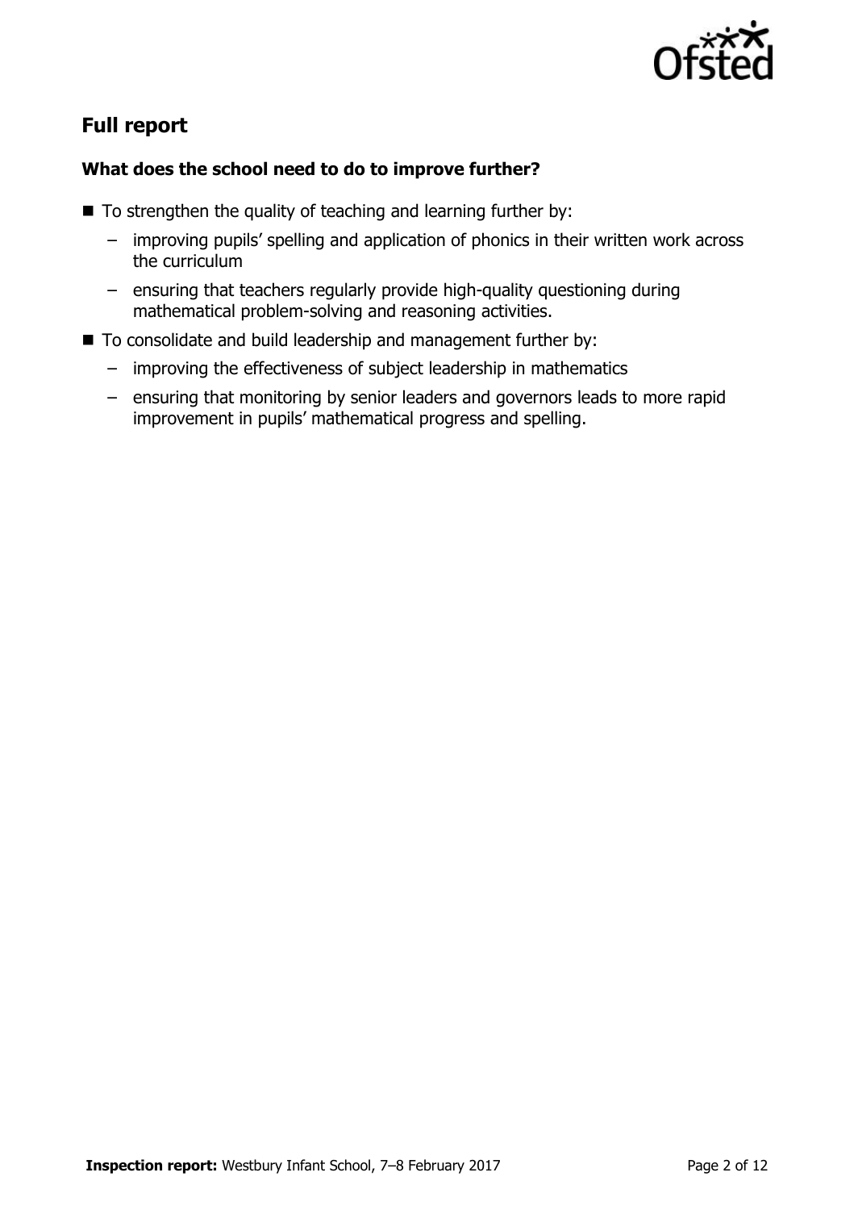## Full report

### What does the school need to do to improve further?

- To strengthen the quality of teaching and learning further by:
  - improving pupils' spelling and application of phonics in their written work across the curriculum
  - ensuring that teachers regularly provide high-quality questioning during mathematical problem-solving and reasoning activities.
- To consolidate and build leadership and management further by:
  - improving the effectiveness of subject leadership in mathematics
  - ensuring that monitoring by senior leaders and governors leads to more rapid improvement in pupils' mathematical progress and spelling.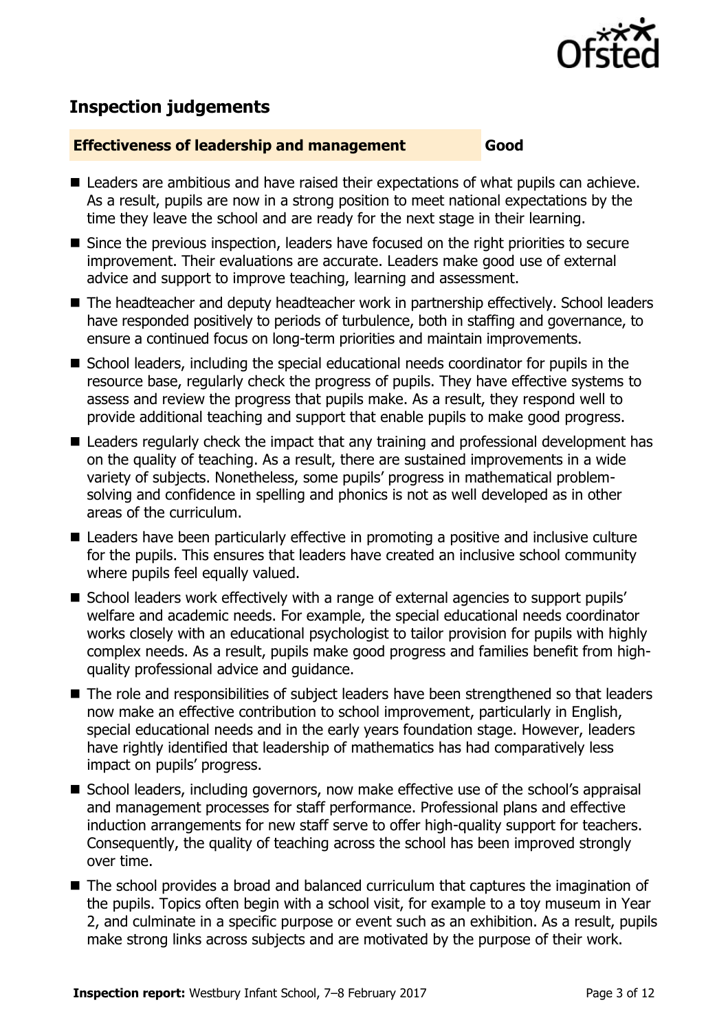## Inspection judgements

| **Effectiveness of leadership and management** | **Good** |
|---|---|

- Leaders are ambitious and have raised their expectations of what pupils can achieve. As a result, pupils are now in a strong position to meet national expectations by the time they leave the school and are ready for the next stage in their learning.
- Since the previous inspection, leaders have focused on the right priorities to secure improvement. Their evaluations are accurate. Leaders make good use of external advice and support to improve teaching, learning and assessment.
- The headteacher and deputy headteacher work in partnership effectively. School leaders have responded positively to periods of turbulence, both in staffing and governance, to ensure a continued focus on long-term priorities and maintain improvements.
- School leaders, including the special educational needs coordinator for pupils in the resource base, regularly check the progress of pupils. They have effective systems to assess and review the progress that pupils make. As a result, they respond well to provide additional teaching and support that enable pupils to make good progress.
- Leaders regularly check the impact that any training and professional development has on the quality of teaching. As a result, there are sustained improvements in a wide variety of subjects. Nonetheless, some pupils' progress in mathematical problem-solving and confidence in spelling and phonics is not as well developed as in other areas of the curriculum.
- Leaders have been particularly effective in promoting a positive and inclusive culture for the pupils. This ensures that leaders have created an inclusive school community where pupils feel equally valued.
- School leaders work effectively with a range of external agencies to support pupils' welfare and academic needs. For example, the special educational needs coordinator works closely with an educational psychologist to tailor provision for pupils with highly complex needs. As a result, pupils make good progress and families benefit from high-quality professional advice and guidance.
- The role and responsibilities of subject leaders have been strengthened so that leaders now make an effective contribution to school improvement, particularly in English, special educational needs and in the early years foundation stage. However, leaders have rightly identified that leadership of mathematics has had comparatively less impact on pupils' progress.
- School leaders, including governors, now make effective use of the school's appraisal and management processes for staff performance. Professional plans and effective induction arrangements for new staff serve to offer high-quality support for teachers. Consequently, the quality of teaching across the school has been improved strongly over time.
- The school provides a broad and balanced curriculum that captures the imagination of the pupils. Topics often begin with a school visit, for example to a toy museum in Year 2, and culminate in a specific purpose or event such as an exhibition. As a result, pupils make strong links across subjects and are motivated by the purpose of their work.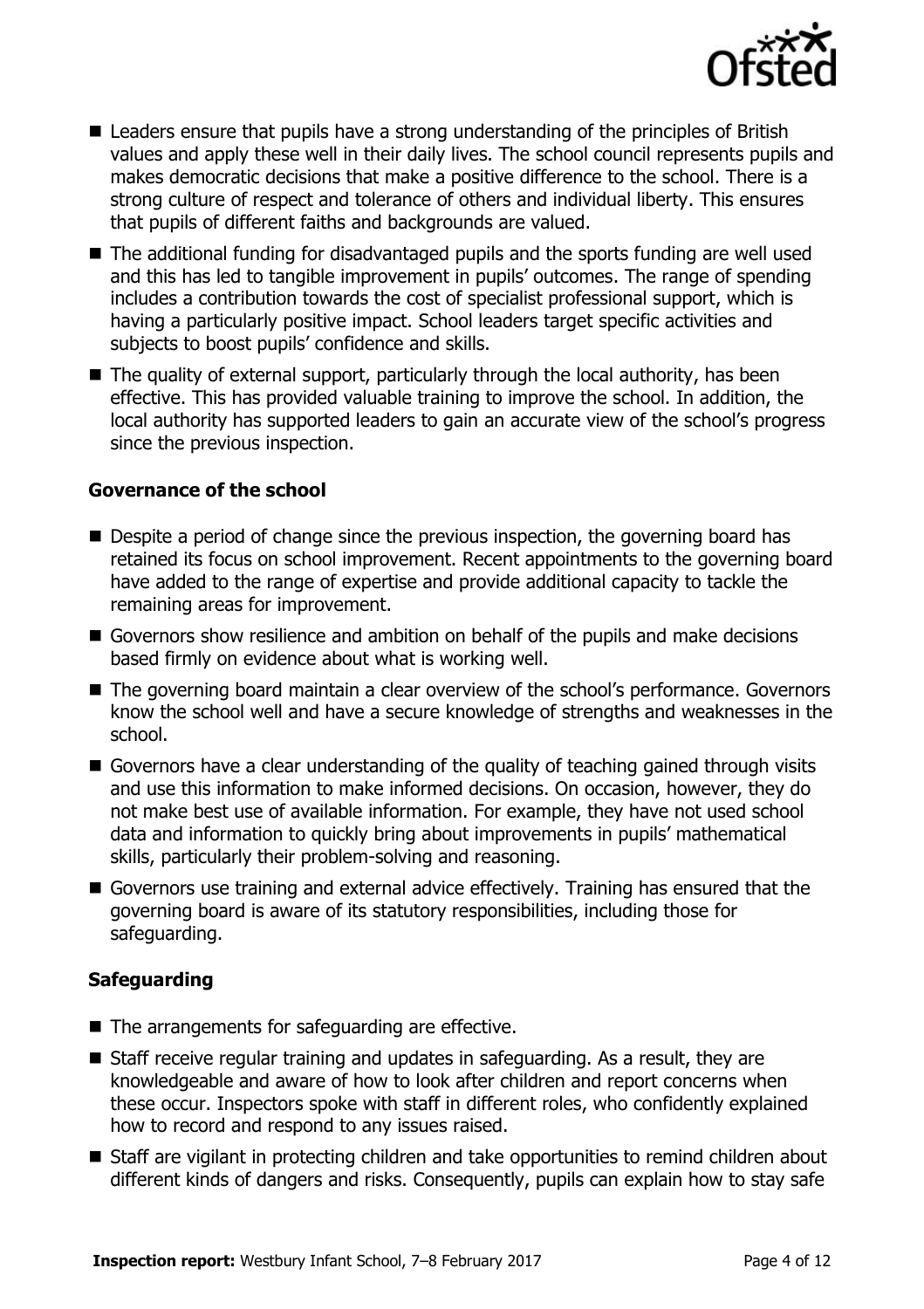- Leaders ensure that pupils have a strong understanding of the principles of British values and apply these well in their daily lives. The school council represents pupils and makes democratic decisions that make a positive difference to the school. There is a strong culture of respect and tolerance of others and individual liberty. This ensures that pupils of different faiths and backgrounds are valued.
- The additional funding for disadvantaged pupils and the sports funding are well used and this has led to tangible improvement in pupils' outcomes. The range of spending includes a contribution towards the cost of specialist professional support, which is having a particularly positive impact. School leaders target specific activities and subjects to boost pupils' confidence and skills.
- The quality of external support, particularly through the local authority, has been effective. This has provided valuable training to improve the school. In addition, the local authority has supported leaders to gain an accurate view of the school's progress since the previous inspection.

### Governance of the school

- Despite a period of change since the previous inspection, the governing board has retained its focus on school improvement. Recent appointments to the governing board have added to the range of expertise and provide additional capacity to tackle the remaining areas for improvement.
- Governors show resilience and ambition on behalf of the pupils and make decisions based firmly on evidence about what is working well.
- The governing board maintain a clear overview of the school's performance. Governors know the school well and have a secure knowledge of strengths and weaknesses in the school.
- Governors have a clear understanding of the quality of teaching gained through visits and use this information to make informed decisions. On occasion, however, they do not make best use of available information. For example, they have not used school data and information to quickly bring about improvements in pupils' mathematical skills, particularly their problem-solving and reasoning.
- Governors use training and external advice effectively. Training has ensured that the governing board is aware of its statutory responsibilities, including those for safeguarding.

### Safeguarding

- The arrangements for safeguarding are effective.
- Staff receive regular training and updates in safeguarding. As a result, they are knowledgeable and aware of how to look after children and report concerns when these occur. Inspectors spoke with staff in different roles, who confidently explained how to record and respond to any issues raised.
- Staff are vigilant in protecting children and take opportunities to remind children about different kinds of dangers and risks. Consequently, pupils can explain how to stay safe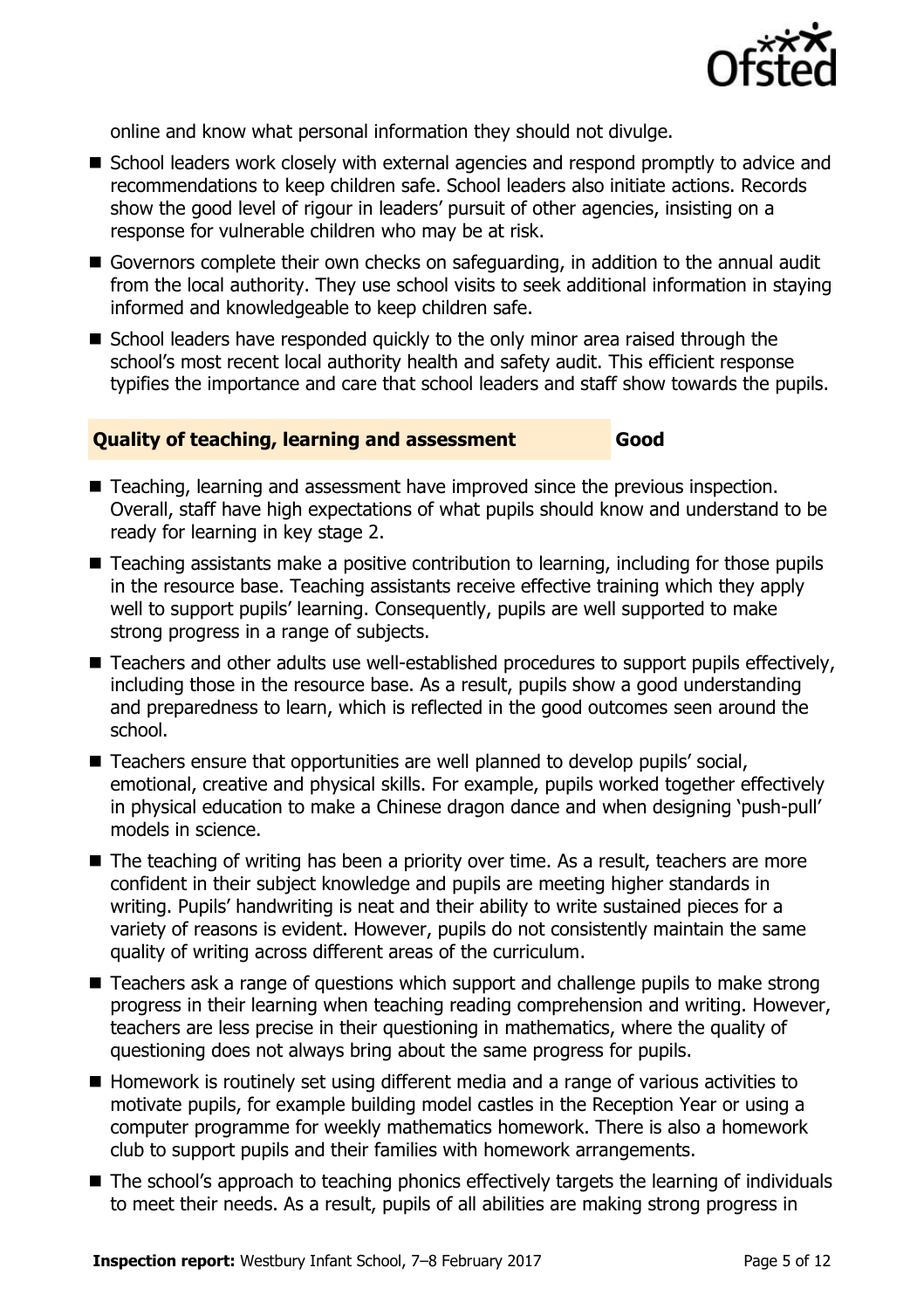online and know what personal information they should not divulge.

- School leaders work closely with external agencies and respond promptly to advice and recommendations to keep children safe. School leaders also initiate actions. Records show the good level of rigour in leaders' pursuit of other agencies, insisting on a response for vulnerable children who may be at risk.
- Governors complete their own checks on safeguarding, in addition to the annual audit from the local authority. They use school visits to seek additional information in staying informed and knowledgeable to keep children safe.
- School leaders have responded quickly to the only minor area raised through the school's most recent local authority health and safety audit. This efficient response typifies the importance and care that school leaders and staff show towards the pupils.

## Quality of teaching, learning and assessment — Good

- Teaching, learning and assessment have improved since the previous inspection. Overall, staff have high expectations of what pupils should know and understand to be ready for learning in key stage 2.
- Teaching assistants make a positive contribution to learning, including for those pupils in the resource base. Teaching assistants receive effective training which they apply well to support pupils' learning. Consequently, pupils are well supported to make strong progress in a range of subjects.
- Teachers and other adults use well-established procedures to support pupils effectively, including those in the resource base. As a result, pupils show a good understanding and preparedness to learn, which is reflected in the good outcomes seen around the school.
- Teachers ensure that opportunities are well planned to develop pupils' social, emotional, creative and physical skills. For example, pupils worked together effectively in physical education to make a Chinese dragon dance and when designing 'push-pull' models in science.
- The teaching of writing has been a priority over time. As a result, teachers are more confident in their subject knowledge and pupils are meeting higher standards in writing. Pupils' handwriting is neat and their ability to write sustained pieces for a variety of reasons is evident. However, pupils do not consistently maintain the same quality of writing across different areas of the curriculum.
- Teachers ask a range of questions which support and challenge pupils to make strong progress in their learning when teaching reading comprehension and writing. However, teachers are less precise in their questioning in mathematics, where the quality of questioning does not always bring about the same progress for pupils.
- Homework is routinely set using different media and a range of various activities to motivate pupils, for example building model castles in the Reception Year or using a computer programme for weekly mathematics homework. There is also a homework club to support pupils and their families with homework arrangements.
- The school's approach to teaching phonics effectively targets the learning of individuals to meet their needs. As a result, pupils of all abilities are making strong progress in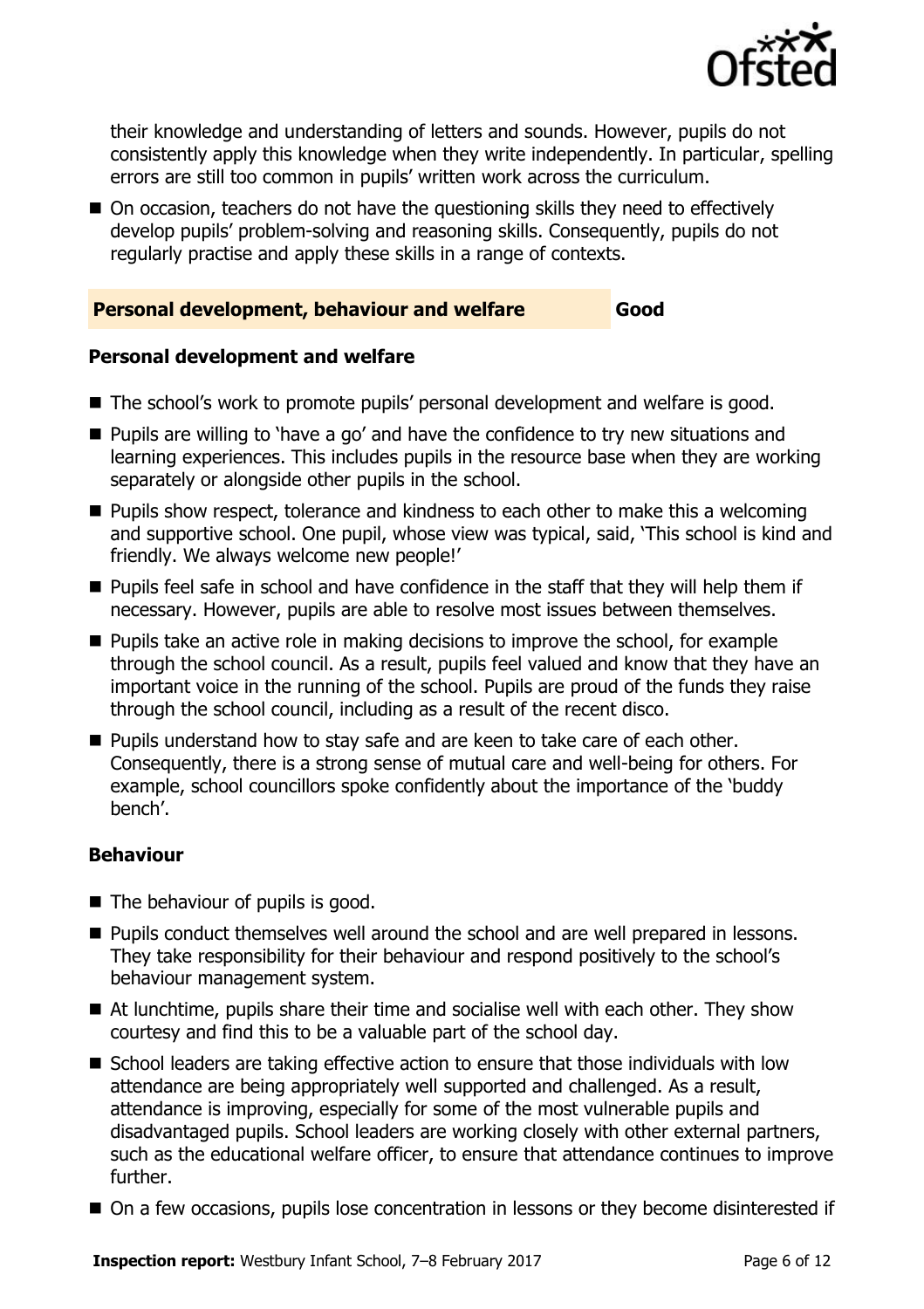their knowledge and understanding of letters and sounds. However, pupils do not consistently apply this knowledge when they write independently. In particular, spelling errors are still too common in pupils' written work across the curriculum.

- On occasion, teachers do not have the questioning skills they need to effectively develop pupils' problem-solving and reasoning skills. Consequently, pupils do not regularly practise and apply these skills in a range of contexts.

## Personal development, behaviour and welfare — Good

### Personal development and welfare

- The school's work to promote pupils' personal development and welfare is good.
- Pupils are willing to 'have a go' and have the confidence to try new situations and learning experiences. This includes pupils in the resource base when they are working separately or alongside other pupils in the school.
- Pupils show respect, tolerance and kindness to each other to make this a welcoming and supportive school. One pupil, whose view was typical, said, 'This school is kind and friendly. We always welcome new people!'
- Pupils feel safe in school and have confidence in the staff that they will help them if necessary. However, pupils are able to resolve most issues between themselves.
- Pupils take an active role in making decisions to improve the school, for example through the school council. As a result, pupils feel valued and know that they have an important voice in the running of the school. Pupils are proud of the funds they raise through the school council, including as a result of the recent disco.
- Pupils understand how to stay safe and are keen to take care of each other. Consequently, there is a strong sense of mutual care and well-being for others. For example, school councillors spoke confidently about the importance of the 'buddy bench'.

### Behaviour

- The behaviour of pupils is good.
- Pupils conduct themselves well around the school and are well prepared in lessons. They take responsibility for their behaviour and respond positively to the school's behaviour management system.
- At lunchtime, pupils share their time and socialise well with each other. They show courtesy and find this to be a valuable part of the school day.
- School leaders are taking effective action to ensure that those individuals with low attendance are being appropriately well supported and challenged. As a result, attendance is improving, especially for some of the most vulnerable pupils and disadvantaged pupils. School leaders are working closely with other external partners, such as the educational welfare officer, to ensure that attendance continues to improve further.
- On a few occasions, pupils lose concentration in lessons or they become disinterested if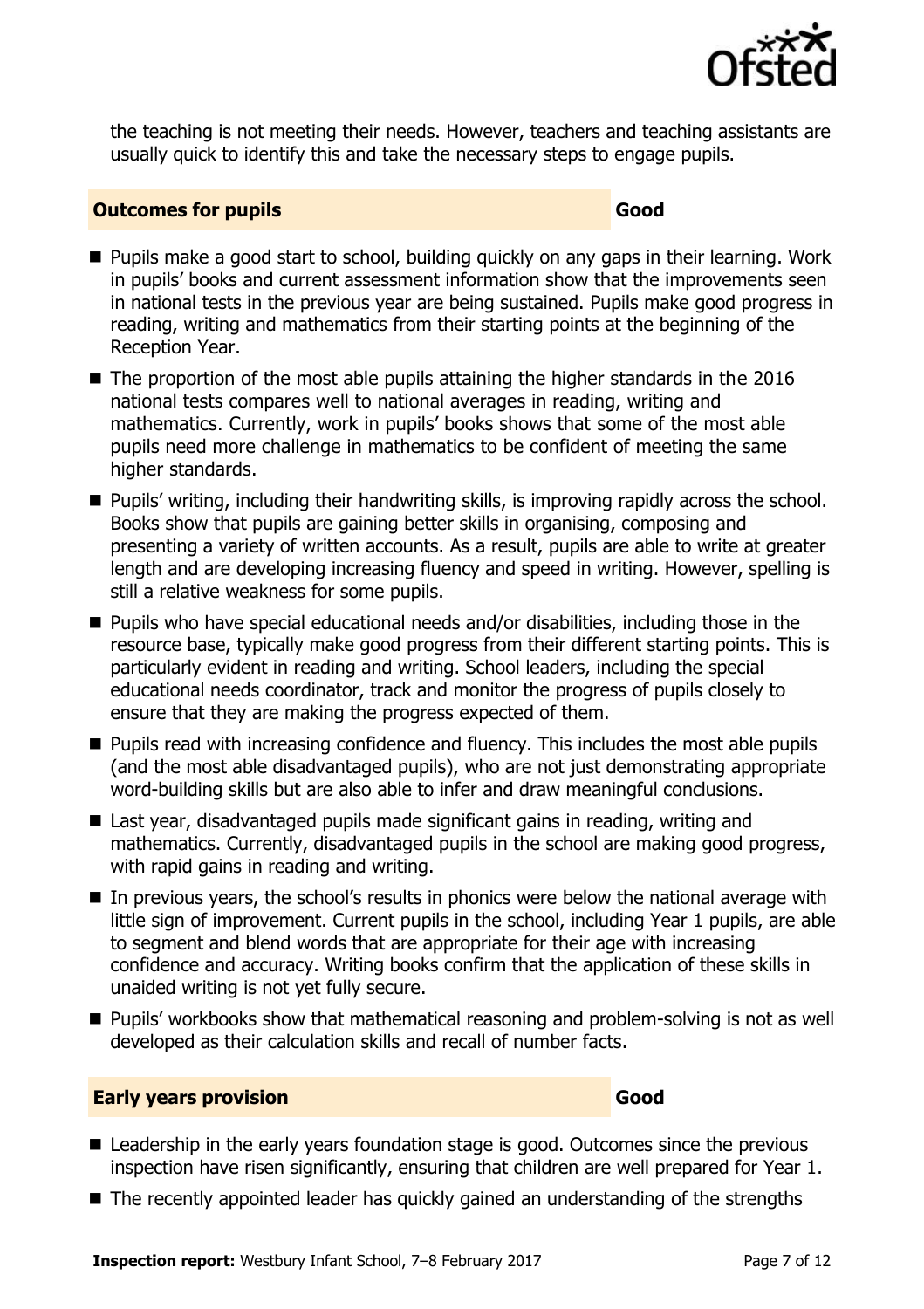the teaching is not meeting their needs. However, teachers and teaching assistants are usually quick to identify this and take the necessary steps to engage pupils.

### Outcomes for pupils — Good

- Pupils make a good start to school, building quickly on any gaps in their learning. Work in pupils' books and current assessment information show that the improvements seen in national tests in the previous year are being sustained. Pupils make good progress in reading, writing and mathematics from their starting points at the beginning of the Reception Year.
- The proportion of the most able pupils attaining the higher standards in the 2016 national tests compares well to national averages in reading, writing and mathematics. Currently, work in pupils' books shows that some of the most able pupils need more challenge in mathematics to be confident of meeting the same higher standards.
- Pupils' writing, including their handwriting skills, is improving rapidly across the school. Books show that pupils are gaining better skills in organising, composing and presenting a variety of written accounts. As a result, pupils are able to write at greater length and are developing increasing fluency and speed in writing. However, spelling is still a relative weakness for some pupils.
- Pupils who have special educational needs and/or disabilities, including those in the resource base, typically make good progress from their different starting points. This is particularly evident in reading and writing. School leaders, including the special educational needs coordinator, track and monitor the progress of pupils closely to ensure that they are making the progress expected of them.
- Pupils read with increasing confidence and fluency. This includes the most able pupils (and the most able disadvantaged pupils), who are not just demonstrating appropriate word-building skills but are also able to infer and draw meaningful conclusions.
- Last year, disadvantaged pupils made significant gains in reading, writing and mathematics. Currently, disadvantaged pupils in the school are making good progress, with rapid gains in reading and writing.
- In previous years, the school's results in phonics were below the national average with little sign of improvement. Current pupils in the school, including Year 1 pupils, are able to segment and blend words that are appropriate for their age with increasing confidence and accuracy. Writing books confirm that the application of these skills in unaided writing is not yet fully secure.
- Pupils' workbooks show that mathematical reasoning and problem-solving is not as well developed as their calculation skills and recall of number facts.

### Early years provision — Good

- Leadership in the early years foundation stage is good. Outcomes since the previous inspection have risen significantly, ensuring that children are well prepared for Year 1.
- The recently appointed leader has quickly gained an understanding of the strengths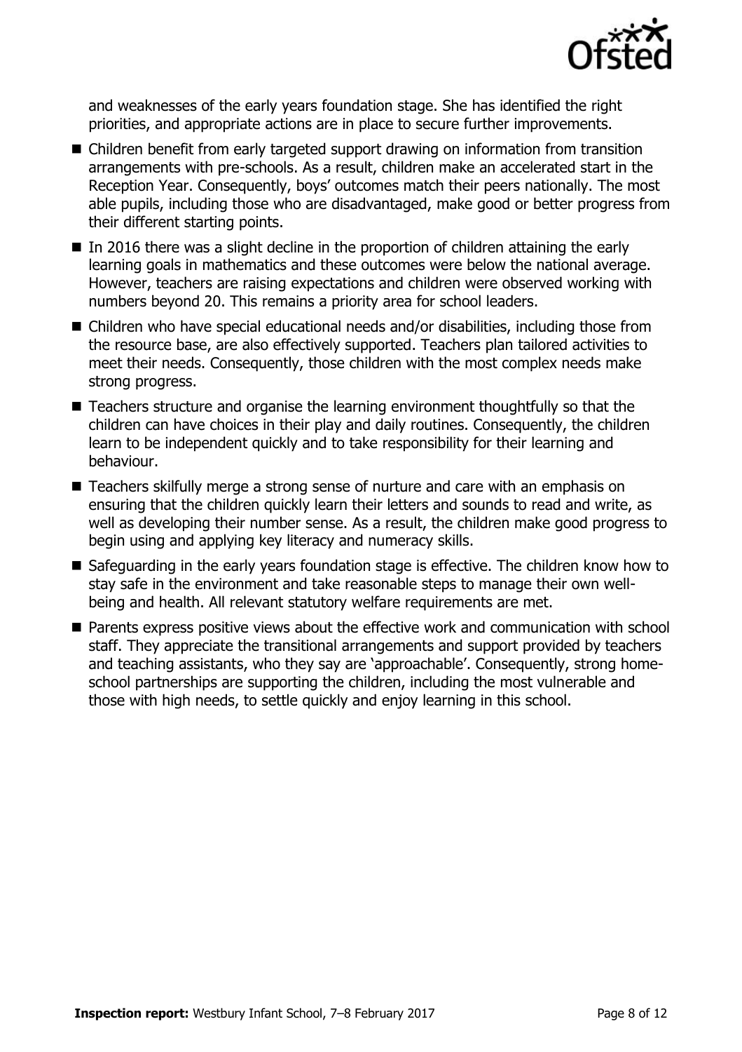and weaknesses of the early years foundation stage. She has identified the right priorities, and appropriate actions are in place to secure further improvements.

- Children benefit from early targeted support drawing on information from transition arrangements with pre-schools. As a result, children make an accelerated start in the Reception Year. Consequently, boys' outcomes match their peers nationally. The most able pupils, including those who are disadvantaged, make good or better progress from their different starting points.
- In 2016 there was a slight decline in the proportion of children attaining the early learning goals in mathematics and these outcomes were below the national average. However, teachers are raising expectations and children were observed working with numbers beyond 20. This remains a priority area for school leaders.
- Children who have special educational needs and/or disabilities, including those from the resource base, are also effectively supported. Teachers plan tailored activities to meet their needs. Consequently, those children with the most complex needs make strong progress.
- Teachers structure and organise the learning environment thoughtfully so that the children can have choices in their play and daily routines. Consequently, the children learn to be independent quickly and to take responsibility for their learning and behaviour.
- Teachers skilfully merge a strong sense of nurture and care with an emphasis on ensuring that the children quickly learn their letters and sounds to read and write, as well as developing their number sense. As a result, the children make good progress to begin using and applying key literacy and numeracy skills.
- Safeguarding in the early years foundation stage is effective. The children know how to stay safe in the environment and take reasonable steps to manage their own well-being and health. All relevant statutory welfare requirements are met.
- Parents express positive views about the effective work and communication with school staff. They appreciate the transitional arrangements and support provided by teachers and teaching assistants, who they say are 'approachable'. Consequently, strong home-school partnerships are supporting the children, including the most vulnerable and those with high needs, to settle quickly and enjoy learning in this school.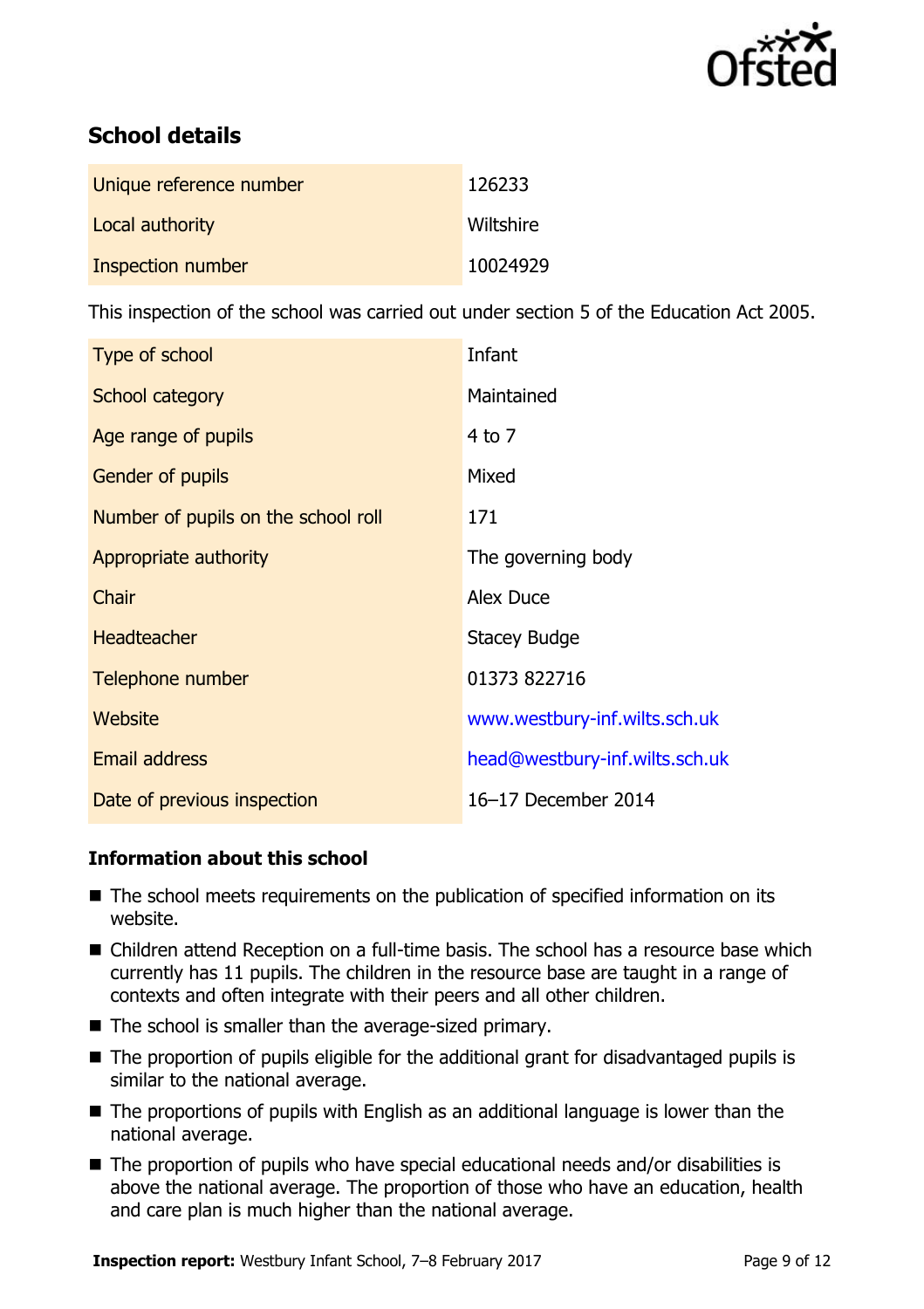## School details

| | |
|---|---|
| Unique reference number | 126233 |
| Local authority | Wiltshire |
| Inspection number | 10024929 |

This inspection of the school was carried out under section 5 of the Education Act 2005.

| | |
|---|---|
| Type of school | Infant |
| School category | Maintained |
| Age range of pupils | 4 to 7 |
| Gender of pupils | Mixed |
| Number of pupils on the school roll | 171 |
| Appropriate authority | The governing body |
| Chair | Alex Duce |
| Headteacher | Stacey Budge |
| Telephone number | 01373 822716 |
| Website | www.westbury-inf.wilts.sch.uk |
| Email address | head@westbury-inf.wilts.sch.uk |
| Date of previous inspection | 16–17 December 2014 |

### Information about this school

- The school meets requirements on the publication of specified information on its website.
- Children attend Reception on a full-time basis. The school has a resource base which currently has 11 pupils. The children in the resource base are taught in a range of contexts and often integrate with their peers and all other children.
- The school is smaller than the average-sized primary.
- The proportion of pupils eligible for the additional grant for disadvantaged pupils is similar to the national average.
- The proportions of pupils with English as an additional language is lower than the national average.
- The proportion of pupils who have special educational needs and/or disabilities is above the national average. The proportion of those who have an education, health and care plan is much higher than the national average.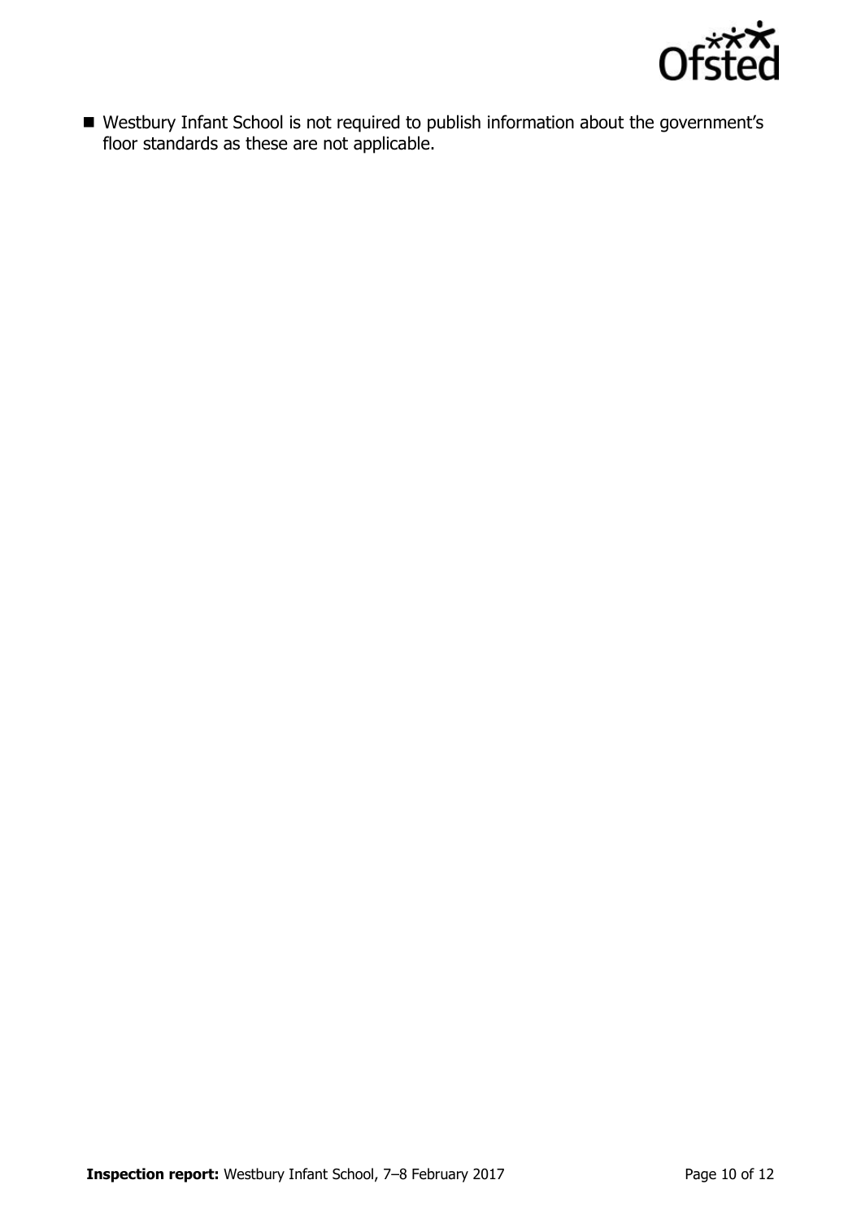- Westbury Infant School is not required to publish information about the government's floor standards as these are not applicable.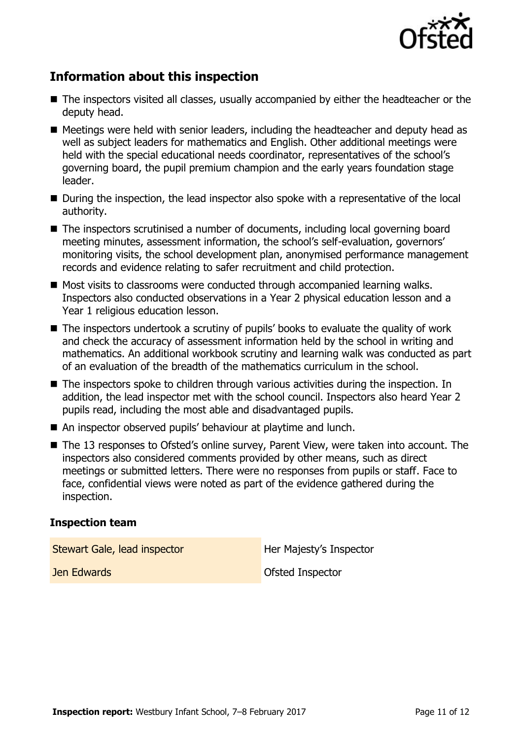## Information about this inspection

- The inspectors visited all classes, usually accompanied by either the headteacher or the deputy head.
- Meetings were held with senior leaders, including the headteacher and deputy head as well as subject leaders for mathematics and English. Other additional meetings were held with the special educational needs coordinator, representatives of the school's governing board, the pupil premium champion and the early years foundation stage leader.
- During the inspection, the lead inspector also spoke with a representative of the local authority.
- The inspectors scrutinised a number of documents, including local governing board meeting minutes, assessment information, the school's self-evaluation, governors' monitoring visits, the school development plan, anonymised performance management records and evidence relating to safer recruitment and child protection.
- Most visits to classrooms were conducted through accompanied learning walks. Inspectors also conducted observations in a Year 2 physical education lesson and a Year 1 religious education lesson.
- The inspectors undertook a scrutiny of pupils' books to evaluate the quality of work and check the accuracy of assessment information held by the school in writing and mathematics. An additional workbook scrutiny and learning walk was conducted as part of an evaluation of the breadth of the mathematics curriculum in the school.
- The inspectors spoke to children through various activities during the inspection. In addition, the lead inspector met with the school council. Inspectors also heard Year 2 pupils read, including the most able and disadvantaged pupils.
- An inspector observed pupils' behaviour at playtime and lunch.
- The 13 responses to Ofsted's online survey, Parent View, were taken into account. The inspectors also considered comments provided by other means, such as direct meetings or submitted letters. There were no responses from pupils or staff. Face to face, confidential views were noted as part of the evidence gathered during the inspection.

### Inspection team

| | |
|---|---|
| Stewart Gale, lead inspector | Her Majesty's Inspector |
| Jen Edwards | Ofsted Inspector |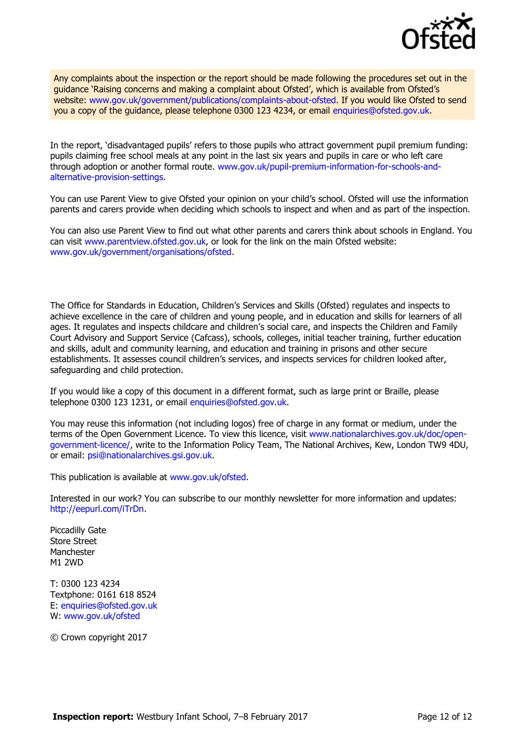Any complaints about the inspection or the report should be made following the procedures set out in the guidance 'Raising concerns and making a complaint about Ofsted', which is available from Ofsted's website: www.gov.uk/government/publications/complaints-about-ofsted. If you would like Ofsted to send you a copy of the guidance, please telephone 0300 123 4234, or email enquiries@ofsted.gov.uk.

In the report, 'disadvantaged pupils' refers to those pupils who attract government pupil premium funding: pupils claiming free school meals at any point in the last six years and pupils in care or who left care through adoption or another formal route. www.gov.uk/pupil-premium-information-for-schools-and-alternative-provision-settings.

You can use Parent View to give Ofsted your opinion on your child's school. Ofsted will use the information parents and carers provide when deciding which schools to inspect and when and as part of the inspection.

You can also use Parent View to find out what other parents and carers think about schools in England. You can visit www.parentview.ofsted.gov.uk, or look for the link on the main Ofsted website: www.gov.uk/government/organisations/ofsted.

The Office for Standards in Education, Children's Services and Skills (Ofsted) regulates and inspects to achieve excellence in the care of children and young people, and in education and skills for learners of all ages. It regulates and inspects childcare and children's social care, and inspects the Children and Family Court Advisory and Support Service (Cafcass), schools, colleges, initial teacher training, further education and skills, adult and community learning, and education and training in prisons and other secure establishments. It assesses council children's services, and inspects services for children looked after, safeguarding and child protection.

If you would like a copy of this document in a different format, such as large print or Braille, please telephone 0300 123 1231, or email enquiries@ofsted.gov.uk.

You may reuse this information (not including logos) free of charge in any format or medium, under the terms of the Open Government Licence. To view this licence, visit www.nationalarchives.gov.uk/doc/open-government-licence/, write to the Information Policy Team, The National Archives, Kew, London TW9 4DU, or email: psi@nationalarchives.gsi.gov.uk.

This publication is available at www.gov.uk/ofsted.

Interested in our work? You can subscribe to our monthly newsletter for more information and updates: http://eepurl.com/iTrDn.

Piccadilly Gate
Store Street
Manchester
M1 2WD

T: 0300 123 4234
Textphone: 0161 618 8524
E: enquiries@ofsted.gov.uk
W: www.gov.uk/ofsted

© Crown copyright 2017